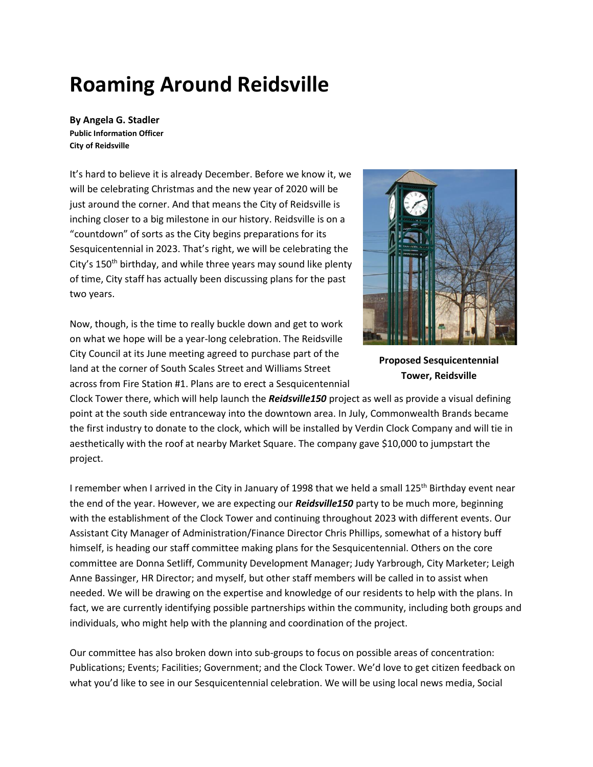# Roaming Around Reidsville

**By Angela G. Stadler**
**Public Information Officer**
**City of Reidsville**

It's hard to believe it is already December. Before we know it, we will be celebrating Christmas and the new year of 2020 will be just around the corner. And that means the City of Reidsville is inching closer to a big milestone in our history. Reidsville is on a "countdown" of sorts as the City begins preparations for its Sesquicentennial in 2023. That's right, we will be celebrating the City's 150th birthday, and while three years may sound like plenty of time, City staff has actually been discussing plans for the past two years.

**Proposed Sesquicentennial Tower, Reidsville**

Now, though, is the time to really buckle down and get to work on what we hope will be a year-long celebration. The Reidsville City Council at its June meeting agreed to purchase part of the land at the corner of South Scales Street and Williams Street across from Fire Station #1. Plans are to erect a Sesquicentennial Clock Tower there, which will help launch the ***Reidsville150*** project as well as provide a visual defining point at the south side entranceway into the downtown area. In July, Commonwealth Brands became the first industry to donate to the clock, which will be installed by Verdin Clock Company and will tie in aesthetically with the roof at nearby Market Square. The company gave $10,000 to jumpstart the project.

I remember when I arrived in the City in January of 1998 that we held a small 125th Birthday event near the end of the year. However, we are expecting our ***Reidsville150*** party to be much more, beginning with the establishment of the Clock Tower and continuing throughout 2023 with different events. Our Assistant City Manager of Administration/Finance Director Chris Phillips, somewhat of a history buff himself, is heading our staff committee making plans for the Sesquicentennial. Others on the core committee are Donna Setliff, Community Development Manager; Judy Yarbrough, City Marketer; Leigh Anne Bassinger, HR Director; and myself, but other staff members will be called in to assist when needed. We will be drawing on the expertise and knowledge of our residents to help with the plans. In fact, we are currently identifying possible partnerships within the community, including both groups and individuals, who might help with the planning and coordination of the project.

Our committee has also broken down into sub-groups to focus on possible areas of concentration: Publications; Events; Facilities; Government; and the Clock Tower. We'd love to get citizen feedback on what you'd like to see in our Sesquicentennial celebration. We will be using local news media, Social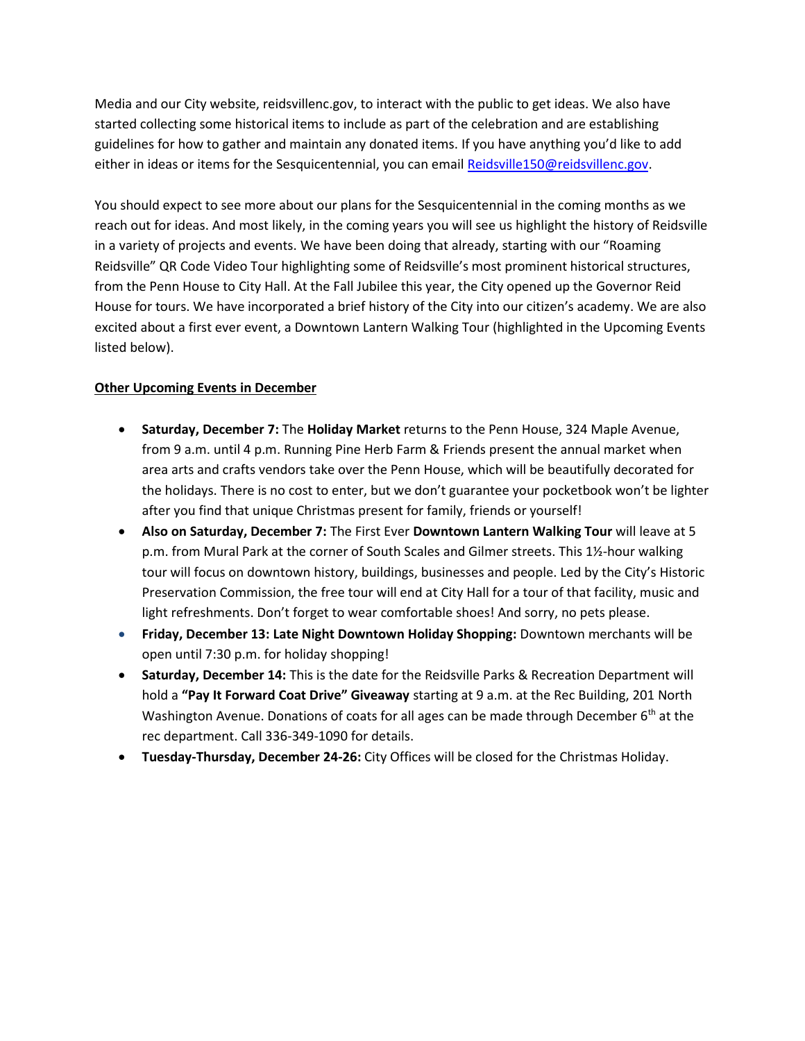Media and our City website, reidsvillenc.gov, to interact with the public to get ideas. We also have started collecting some historical items to include as part of the celebration and are establishing guidelines for how to gather and maintain any donated items. If you have anything you'd like to add either in ideas or items for the Sesquicentennial, you can email [Reidsville150@reidsvillenc.gov](mailto:Reidsville150@reidsvillenc.gov).

You should expect to see more about our plans for the Sesquicentennial in the coming months as we reach out for ideas. And most likely, in the coming years you will see us highlight the history of Reidsville in a variety of projects and events. We have been doing that already, starting with our "Roaming Reidsville" QR Code Video Tour highlighting some of Reidsville's most prominent historical structures, from the Penn House to City Hall. At the Fall Jubilee this year, the City opened up the Governor Reid House for tours. We have incorporated a brief history of the City into our citizen's academy. We are also excited about a first ever event, a Downtown Lantern Walking Tour (highlighted in the Upcoming Events listed below).

**Other Upcoming Events in December**

- **Saturday, December 7:** The **Holiday Market** returns to the Penn House, 324 Maple Avenue, from 9 a.m. until 4 p.m. Running Pine Herb Farm & Friends present the annual market when area arts and crafts vendors take over the Penn House, which will be beautifully decorated for the holidays. There is no cost to enter, but we don't guarantee your pocketbook won't be lighter after you find that unique Christmas present for family, friends or yourself!
- **Also on Saturday, December 7:** The First Ever **Downtown Lantern Walking Tour** will leave at 5 p.m. from Mural Park at the corner of South Scales and Gilmer streets. This 1½-hour walking tour will focus on downtown history, buildings, businesses and people. Led by the City's Historic Preservation Commission, the free tour will end at City Hall for a tour of that facility, music and light refreshments. Don't forget to wear comfortable shoes! And sorry, no pets please.
- **Friday, December 13: Late Night Downtown Holiday Shopping:** Downtown merchants will be open until 7:30 p.m. for holiday shopping!
- **Saturday, December 14:** This is the date for the Reidsville Parks & Recreation Department will hold a **"Pay It Forward Coat Drive" Giveaway** starting at 9 a.m. at the Rec Building, 201 North Washington Avenue. Donations of coats for all ages can be made through December 6th at the rec department. Call 336-349-1090 for details.
- **Tuesday-Thursday, December 24-26:** City Offices will be closed for the Christmas Holiday.